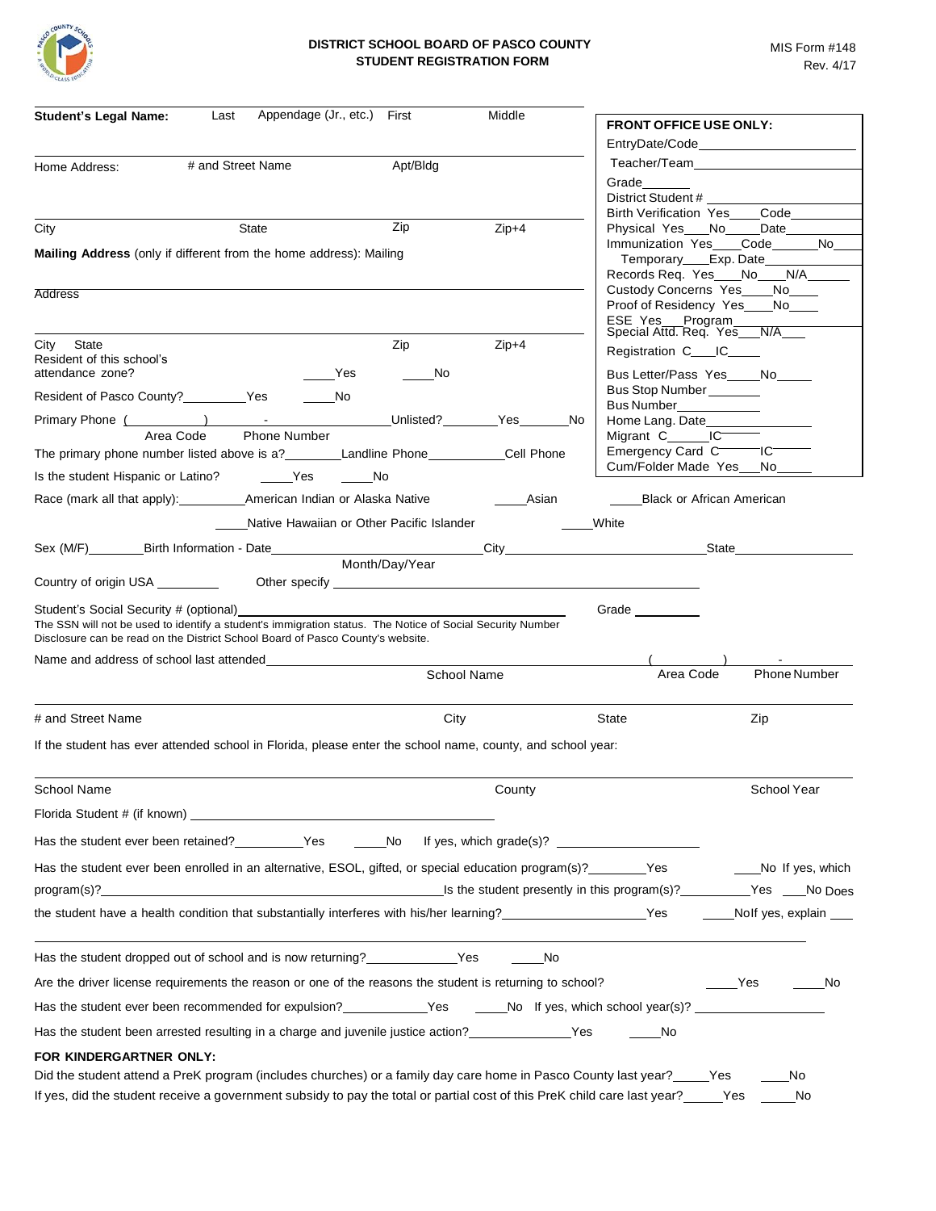**DISTRICT SCHOOL BOARD OF PASCO COUNTY**
**STUDENT REGISTRATION FORM**

MIS Form #148
Rev. 4/17

**FRONT OFFICE USE ONLY:**
EntryDate/Code____________________
Teacher/Team____________________
Grade_______
District Student # ____________________
Birth Verification Yes____Code______
Physical Yes___No_____Date__________
Immunization Yes____Code______No____
Temporary____Exp. Date__________
Records Req. Yes____No____N/A______
Custody Concerns Yes____No____
Proof of Residency Yes____No____
ESE Yes___Program__________
Special Attd. Req. Yes___N/A___
Registration C___IC_____
Bus Letter/Pass Yes_____No_____
Bus Stop Number_______
Bus Number____________
Home Lang. Date______________
Migrant C______IC______
Emergency Card C______IC______
Cum/Folder Made Yes___No_____

**Student's Legal Name:** Last ________ Appendage (Jr., etc.) ________ First ________ Middle ________

Home Address: # and Street Name ________ Apt/Bldg ________

City ________ State ________ Zip ________ Zip+4 ________

**Mailing Address** (only if different from the home address): Mailing Address ________

City ________ State ________ Zip ________ Zip+4 ________

Resident of this school's attendance zone? ____Yes ____No

Resident of Pasco County?________Yes ____No

Primary Phone (________) ________-________ Area Code / Phone Number   Unlisted?________Yes________No

The primary phone number listed above is a?________Landline Phone__________Cell Phone

Is the student Hispanic or Latino? ____Yes ____No

Race (mark all that apply):________American Indian or Alaska Native ____Asian ____Black or African American ____Native Hawaiian or Other Pacific Islander ____White

Sex (M/F)________Birth Information - Date________________ (Month/Day/Year) City________________State________________

Country of origin USA ________ Other specify ________________________

Student's Social Security # (optional)________________________ Grade ________

The SSN will not be used to identify a student's immigration status. The Notice of Social Security Number Disclosure can be read on the District School Board of Pasco County's website.

Name and address of school last attended________________________ School Name ( ________ ) ________-________ Area Code / Phone Number

# and Street Name ________ City ________ State ________ Zip ________

If the student has ever attended school in Florida, please enter the school name, county, and school year:

School Name ________ County ________ School Year ________

Florida Student # (if known) ________________________

Has the student ever been retained?__________Yes ____No If yes, which grade(s)? ________________

Has the student ever been enrolled in an alternative, ESOL, gifted, or special education program(s)?________Yes ____No If yes, which program(s)?________________________Is the student presently in this program(s)?__________Yes ____No Does the student have a health condition that substantially interferes with his/her learning?____________________Yes ____No If yes, explain ____

________________________________________________

Has the student dropped out of school and is now returning?____________Yes ____No

Are the driver license requirements the reason or one of the reasons the student is returning to school? ____Yes ____No

Has the student ever been recommended for expulsion?____________Yes ____No If yes, which school year(s)? ________________

Has the student been arrested resulting in a charge and juvenile justice action?______________Yes ____No

**FOR KINDERGARTNER ONLY:**

Did the student attend a PreK program (includes churches) or a family day care home in Pasco County last year?_____Yes ____No

If yes, did the student receive a government subsidy to pay the total or partial cost of this PreK child care last year?_____Yes ____No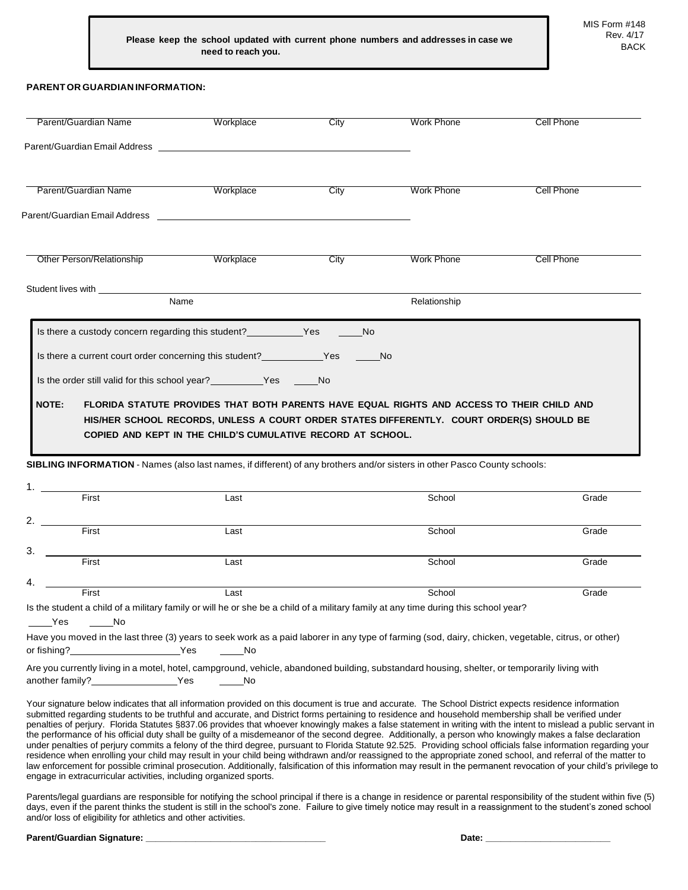MIS Form #148
Rev. 4/17
BACK

**Please keep the school updated with current phone numbers and addresses in case we need to reach you.**

**PARENT OR GUARDIAN INFORMATION:**

| Parent/Guardian Name | Workplace | City | Work Phone | Cell Phone |
|---|---|---|---|---|

Parent/Guardian Email Address ______________________________

| Parent/Guardian Name | Workplace | City | Work Phone | Cell Phone |
|---|---|---|---|---|

Parent/Guardian Email Address ______________________________

| Other Person/Relationship | Workplace | City | Work Phone | Cell Phone |
|---|---|---|---|---|

Student lives with ______________________________

| Name | Relationship |
|---|---|

Is there a custody concern regarding this student? _____Yes _____No

Is there a current court order concerning this student? _____Yes _____No

Is the order still valid for this school year? _____Yes _____No

**NOTE: FLORIDA STATUTE PROVIDES THAT BOTH PARENTS HAVE EQUAL RIGHTS AND ACCESS TO THEIR CHILD AND HIS/HER SCHOOL RECORDS, UNLESS A COURT ORDER STATES DIFFERENTLY. COURT ORDER(S) SHOULD BE COPIED AND KEPT IN THE CHILD'S CUMULATIVE RECORD AT SCHOOL.**

**SIBLING INFORMATION** - Names (also last names, if different) of any brothers and/or sisters in other Pasco County schools:

| | First | Last | School | Grade |
|---|---|---|---|---|
| 1. | | | | |
| 2. | | | | |
| 3. | | | | |
| 4. | | | | |

Is the student a child of a military family or will he or she be a child of a military family at any time during this school year?

_____Yes _____No

Have you moved in the last three (3) years to seek work as a paid laborer in any type of farming (sod, dairy, chicken, vegetable, citrus, or other) or fishing? _____Yes _____No

Are you currently living in a motel, hotel, campground, vehicle, abandoned building, substandard housing, shelter, or temporarily living with another family? _____Yes _____No

Your signature below indicates that all information provided on this document is true and accurate. The School District expects residence information submitted regarding students to be truthful and accurate, and District forms pertaining to residence and household membership shall be verified under penalties of perjury. Florida Statutes §837.06 provides that whoever knowingly makes a false statement in writing with the intent to mislead a public servant in the performance of his official duty shall be guilty of a misdemeanor of the second degree. Additionally, a person who knowingly makes a false declaration under penalties of perjury commits a felony of the third degree, pursuant to Florida Statute 92.525. Providing school officials false information regarding your residence when enrolling your child may result in your child being withdrawn and/or reassigned to the appropriate zoned school, and referral of the matter to law enforcement for possible criminal prosecution. Additionally, falsification of this information may result in the permanent revocation of your child's privilege to engage in extracurricular activities, including organized sports.

Parents/legal guardians are responsible for notifying the school principal if there is a change in residence or parental responsibility of the student within five (5) days, even if the parent thinks the student is still in the school's zone. Failure to give timely notice may result in a reassignment to the student's zoned school and/or loss of eligibility for athletics and other activities.

**Parent/Guardian Signature:** ______________________________ **Date:** ____________________